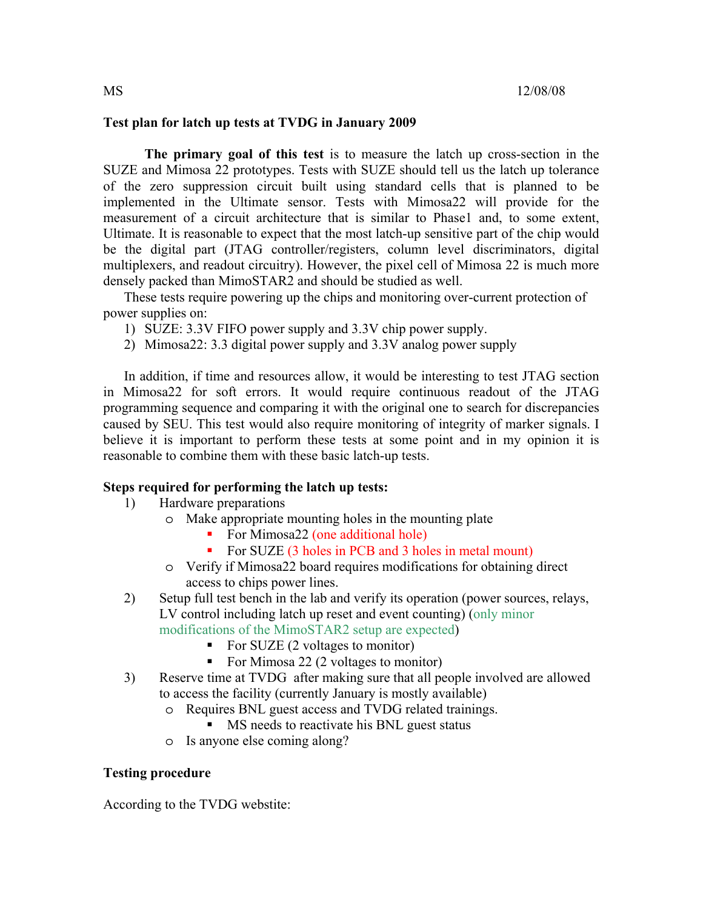MS 12/08/08

**Test plan for latch up tests at TVDG in January 2009**

**The primary goal of this test** is to measure the latch up cross-section in the SUZE and Mimosa 22 prototypes. Tests with SUZE should tell us the latch up tolerance of the zero suppression circuit built using standard cells that is planned to be implemented in the Ultimate sensor. Tests with Mimosa22 will provide for the measurement of a circuit architecture that is similar to Phase1 and, to some extent, Ultimate. It is reasonable to expect that the most latch-up sensitive part of the chip would be the digital part (JTAG controller/registers, column level discriminators, digital multiplexers, and readout circuitry). However, the pixel cell of Mimosa 22 is much more densely packed than MimoSTAR2 and should be studied as well.

These tests require powering up the chips and monitoring over-current protection of power supplies on:

1) SUZE: 3.3V FIFO power supply and 3.3V chip power supply.
2) Mimosa22: 3.3 digital power supply and 3.3V analog power supply

In addition, if time and resources allow, it would be interesting to test JTAG section in Mimosa22 for soft errors. It would require continuous readout of the JTAG programming sequence and comparing it with the original one to search for discrepancies caused by SEU. This test would also require monitoring of integrity of marker signals. I believe it is important to perform these tests at some point and in my opinion it is reasonable to combine them with these basic latch-up tests.

**Steps required for performing the latch up tests:**

1) Hardware preparations
   - Make appropriate mounting holes in the mounting plate
     - For Mimosa22 (one additional hole)
     - For SUZE (3 holes in PCB and 3 holes in metal mount)
   - Verify if Mimosa22 board requires modifications for obtaining direct access to chips power lines.
2) Setup full test bench in the lab and verify its operation (power sources, relays, LV control including latch up reset and event counting) (only minor modifications of the MimoSTAR2 setup are expected)
   - For SUZE (2 voltages to monitor)
   - For Mimosa 22 (2 voltages to monitor)
3) Reserve time at TVDG after making sure that all people involved are allowed to access the facility (currently January is mostly available)
   - Requires BNL guest access and TVDG related trainings.
     - MS needs to reactivate his BNL guest status
   - Is anyone else coming along?

**Testing procedure**

According to the TVDG webstite: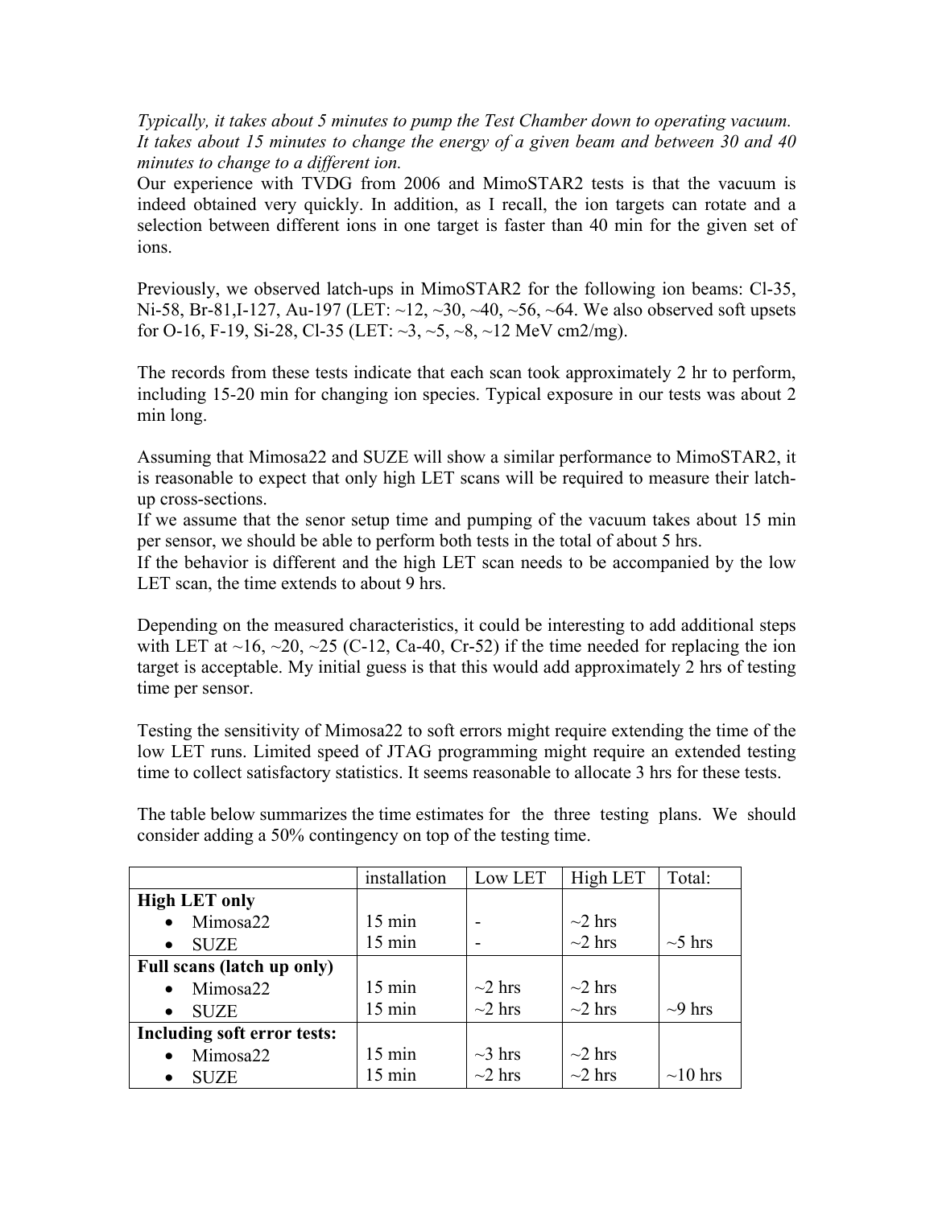*Typically, it takes about 5 minutes to pump the Test Chamber down to operating vacuum. It takes about 15 minutes to change the energy of a given beam and between 30 and 40 minutes to change to a different ion.*

Our experience with TVDG from 2006 and MimoSTAR2 tests is that the vacuum is indeed obtained very quickly. In addition, as I recall, the ion targets can rotate and a selection between different ions in one target is faster than 40 min for the given set of ions.

Previously, we observed latch-ups in MimoSTAR2 for the following ion beams: Cl-35, Ni-58, Br-81,I-127, Au-197 (LET: ~12, ~30, ~40, ~56, ~64. We also observed soft upsets for O-16, F-19, Si-28, Cl-35 (LET: ~3, ~5, ~8, ~12 MeV cm2/mg).

The records from these tests indicate that each scan took approximately 2 hr to perform, including 15-20 min for changing ion species. Typical exposure in our tests was about 2 min long.

Assuming that Mimosa22 and SUZE will show a similar performance to MimoSTAR2, it is reasonable to expect that only high LET scans will be required to measure their latch-up cross-sections.

If we assume that the senor setup time and pumping of the vacuum takes about 15 min per sensor, we should be able to perform both tests in the total of about 5 hrs.

If the behavior is different and the high LET scan needs to be accompanied by the low LET scan, the time extends to about 9 hrs.

Depending on the measured characteristics, it could be interesting to add additional steps with LET at ~16, ~20, ~25 (C-12, Ca-40, Cr-52) if the time needed for replacing the ion target is acceptable. My initial guess is that this would add approximately 2 hrs of testing time per sensor.

Testing the sensitivity of Mimosa22 to soft errors might require extending the time of the low LET runs. Limited speed of JTAG programming might require an extended testing time to collect satisfactory statistics. It seems reasonable to allocate 3 hrs for these tests.

The table below summarizes the time estimates for the three testing plans. We should consider adding a 50% contingency on top of the testing time.

| | installation | Low LET | High LET | Total: |
|---|---|---|---|---|
| **High LET only** | | | | |
| • Mimosa22 | 15 min | - | ~2 hrs | |
| • SUZE | 15 min | - | ~2 hrs | ~5 hrs |
| **Full scans (latch up only)** | | | | |
| • Mimosa22 | 15 min | ~2 hrs | ~2 hrs | |
| • SUZE | 15 min | ~2 hrs | ~2 hrs | ~9 hrs |
| **Including soft error tests:** | | | | |
| • Mimosa22 | 15 min | ~3 hrs | ~2 hrs | |
| • SUZE | 15 min | ~2 hrs | ~2 hrs | ~10 hrs |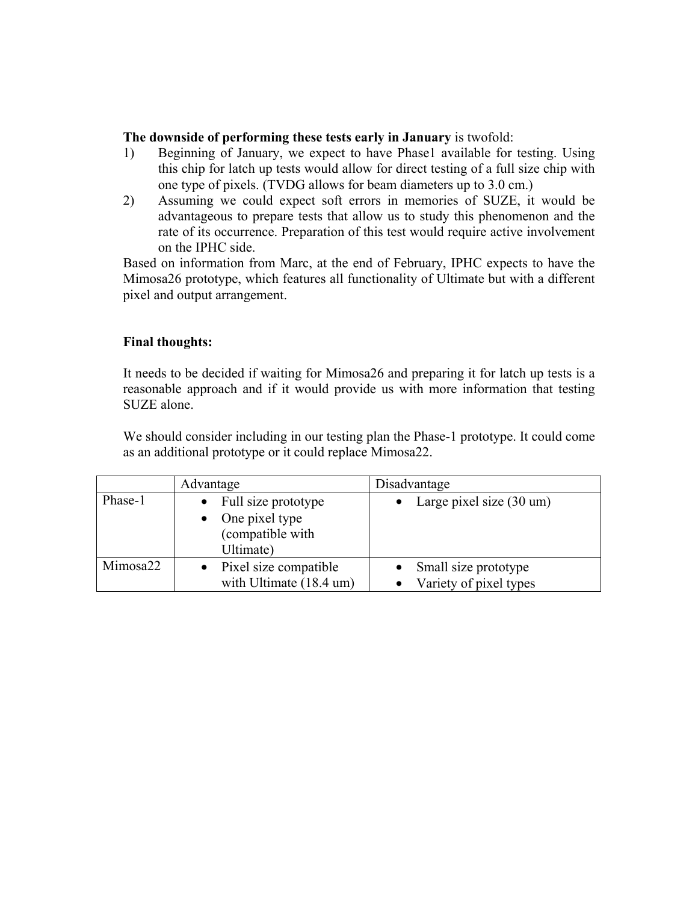**The downside of performing these tests early in January** is twofold:

1) Beginning of January, we expect to have Phase1 available for testing. Using this chip for latch up tests would allow for direct testing of a full size chip with one type of pixels. (TVDG allows for beam diameters up to 3.0 cm.)
2) Assuming we could expect soft errors in memories of SUZE, it would be advantageous to prepare tests that allow us to study this phenomenon and the rate of its occurrence. Preparation of this test would require active involvement on the IPHC side.

Based on information from Marc, at the end of February, IPHC expects to have the Mimosa26 prototype, which features all functionality of Ultimate but with a different pixel and output arrangement.

**Final thoughts:**

It needs to be decided if waiting for Mimosa26 and preparing it for latch up tests is a reasonable approach and if it would provide us with more information that testing SUZE alone.

We should consider including in our testing plan the Phase-1 prototype. It could come as an additional prototype or it could replace Mimosa22.

| | Advantage | Disadvantage |
|---|---|---|
| Phase-1 | • Full size prototype<br>• One pixel type (compatible with Ultimate) | • Large pixel size (30 um) |
| Mimosa22 | • Pixel size compatible with Ultimate (18.4 um) | • Small size prototype<br>• Variety of pixel types |